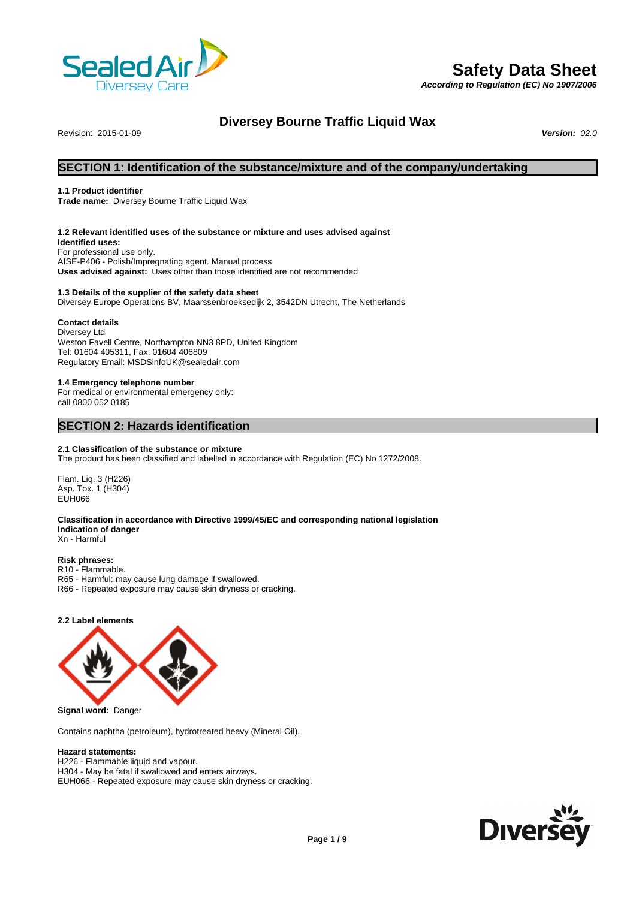# Safety Data Sheet

***According to Regulation (EC) No 1907/2006***

## Diversey Bourne Traffic Liquid Wax

Revision: 2015-01-09 ***Version:*** *02.0*

## SECTION 1: Identification of the substance/mixture and of the company/undertaking

**1.1 Product identifier**
**Trade name:** Diversey Bourne Traffic Liquid Wax

**1.2 Relevant identified uses of the substance or mixture and uses advised against**
**Identified uses:**
For professional use only.
AISE-P406 - Polish/Impregnating agent. Manual process
**Uses advised against:** Uses other than those identified are not recommended

**1.3 Details of the supplier of the safety data sheet**
Diversey Europe Operations BV, Maarssenbroeksedijk 2, 3542DN Utrecht, The Netherlands

**Contact details**
Diversey Ltd
Weston Favell Centre, Northampton NN3 8PD, United Kingdom
Tel: 01604 405311, Fax: 01604 406809
Regulatory Email: MSDSinfoUK@sealedair.com

**1.4 Emergency telephone number**
For medical or environmental emergency only:
call 0800 052 0185

## SECTION 2: Hazards identification

**2.1 Classification of the substance or mixture**
The product has been classified and labelled in accordance with Regulation (EC) No 1272/2008.

Flam. Liq. 3 (H226)
Asp. Tox. 1 (H304)
EUH066

**Classification in accordance with Directive 1999/45/EC and corresponding national legislation**
**Indication of danger**
Xn - Harmful

**Risk phrases:**
R10 - Flammable.
R65 - Harmful: may cause lung damage if swallowed.
R66 - Repeated exposure may cause skin dryness or cracking.

**2.2 Label elements**

**Signal word:** Danger

Contains naphtha (petroleum), hydrotreated heavy (Mineral Oil).

**Hazard statements:**
H226 - Flammable liquid and vapour.
H304 - May be fatal if swallowed and enters airways.
EUH066 - Repeated exposure may cause skin dryness or cracking.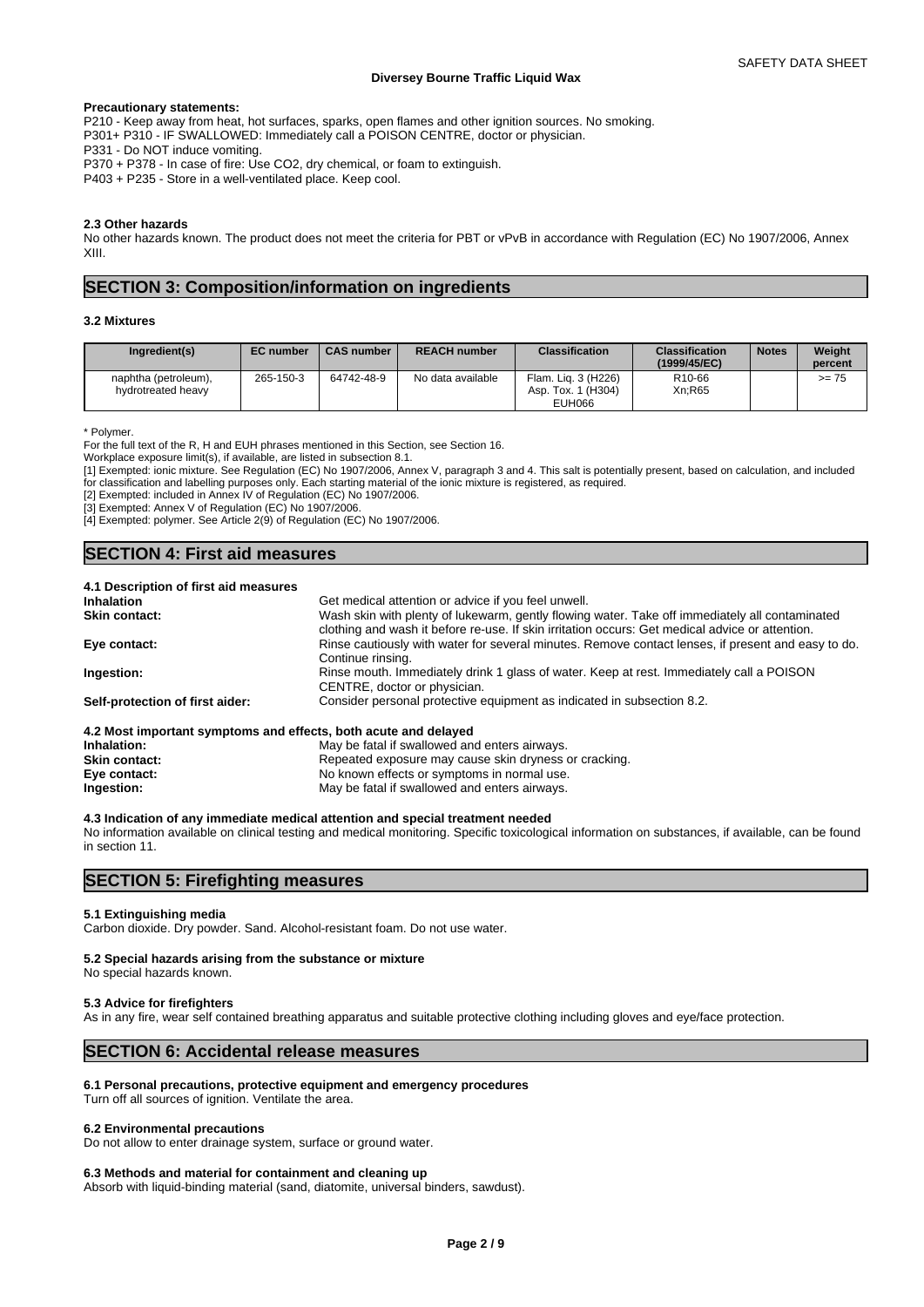**Precautionary statements:**

P210 - Keep away from heat, hot surfaces, sparks, open flames and other ignition sources. No smoking.
P301+ P310 - IF SWALLOWED: Immediately call a POISON CENTRE, doctor or physician.
P331 - Do NOT induce vomiting.
P370 + P378 - In case of fire: Use CO2, dry chemical, or foam to extinguish.
P403 + P235 - Store in a well-ventilated place. Keep cool.

**2.3 Other hazards**

No other hazards known. The product does not meet the criteria for PBT or vPvB in accordance with Regulation (EC) No 1907/2006, Annex XIII.

## SECTION 3: Composition/information on ingredients

### 3.2 Mixtures

| Ingredient(s) | EC number | CAS number | REACH number | Classification | Classification (1999/45/EC) | Notes | Weight percent |
|---|---|---|---|---|---|---|---|
| naphtha (petroleum), hydrotreated heavy | 265-150-3 | 64742-48-9 | No data available | Flam. Liq. 3 (H226) Asp. Tox. 1 (H304) EUH066 | R10-66 Xn;R65 | | >= 75 |

\* Polymer.
For the full text of the R, H and EUH phrases mentioned in this Section, see Section 16.
Workplace exposure limit(s), if available, are listed in subsection 8.1.
[1] Exempted: ionic mixture. See Regulation (EC) No 1907/2006, Annex V, paragraph 3 and 4. This salt is potentially present, based on calculation, and included for classification and labelling purposes only. Each starting material of the ionic mixture is registered, as required.
[2] Exempted: included in Annex IV of Regulation (EC) No 1907/2006.
[3] Exempted: Annex V of Regulation (EC) No 1907/2006.
[4] Exempted: polymer. See Article 2(9) of Regulation (EC) No 1907/2006.

## SECTION 4: First aid measures

**4.1 Description of first aid measures**

**Inhalation** Get medical attention or advice if you feel unwell.

**Skin contact:** Wash skin with plenty of lukewarm, gently flowing water. Take off immediately all contaminated clothing and wash it before re-use. If skin irritation occurs: Get medical advice or attention.

**Eye contact:** Rinse cautiously with water for several minutes. Remove contact lenses, if present and easy to do. Continue rinsing.

**Ingestion:** Rinse mouth. Immediately drink 1 glass of water. Keep at rest. Immediately call a POISON CENTRE, doctor or physician.

**Self-protection of first aider:** Consider personal protective equipment as indicated in subsection 8.2.

**4.2 Most important symptoms and effects, both acute and delayed**

**Inhalation:** May be fatal if swallowed and enters airways.

**Skin contact:** Repeated exposure may cause skin dryness or cracking.

**Eye contact:** No known effects or symptoms in normal use.

**Ingestion:** May be fatal if swallowed and enters airways.

**4.3 Indication of any immediate medical attention and special treatment needed**

No information available on clinical testing and medical monitoring. Specific toxicological information on substances, if available, can be found in section 11.

## SECTION 5: Firefighting measures

**5.1 Extinguishing media**

Carbon dioxide. Dry powder. Sand. Alcohol-resistant foam. Do not use water.

**5.2 Special hazards arising from the substance or mixture**

No special hazards known.

**5.3 Advice for firefighters**

As in any fire, wear self contained breathing apparatus and suitable protective clothing including gloves and eye/face protection.

## SECTION 6: Accidental release measures

**6.1 Personal precautions, protective equipment and emergency procedures**

Turn off all sources of ignition. Ventilate the area.

**6.2 Environmental precautions**

Do not allow to enter drainage system, surface or ground water.

**6.3 Methods and material for containment and cleaning up**

Absorb with liquid-binding material (sand, diatomite, universal binders, sawdust).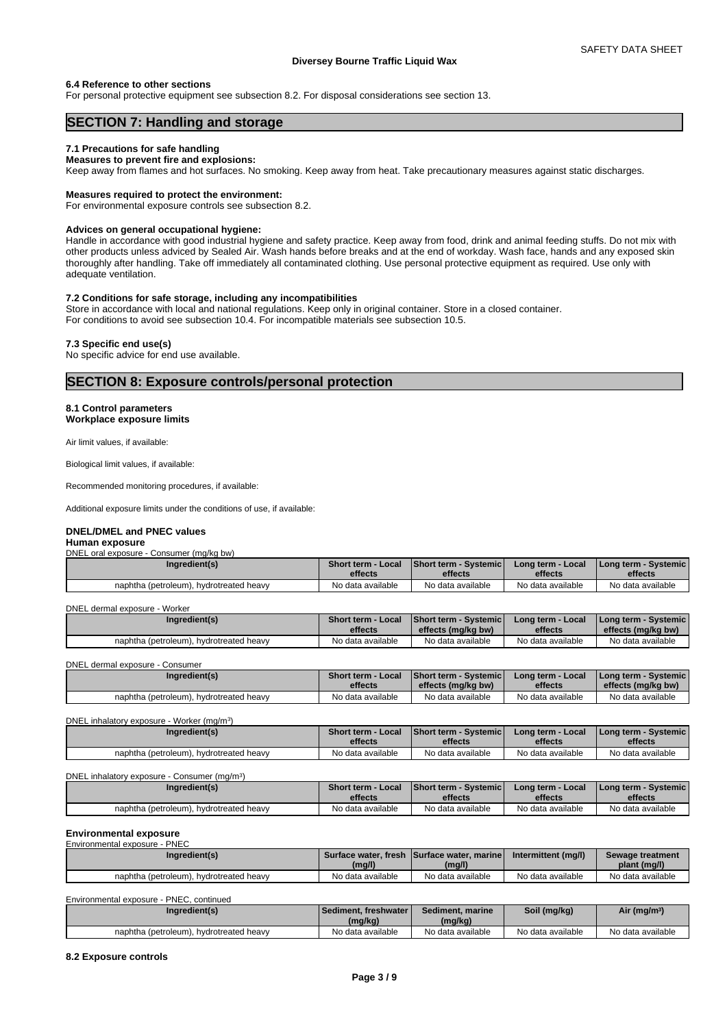#### 6.4 Reference to other sections

For personal protective equipment see subsection 8.2. For disposal considerations see section 13.

## SECTION 7: Handling and storage

### 7.1 Precautions for safe handling

**Measures to prevent fire and explosions:**

Keep away from flames and hot surfaces. No smoking. Keep away from heat. Take precautionary measures against static discharges.

**Measures required to protect the environment:**

For environmental exposure controls see subsection 8.2.

**Advices on general occupational hygiene:**

Handle in accordance with good industrial hygiene and safety practice. Keep away from food, drink and animal feeding stuffs. Do not mix with other products unless adviced by Sealed Air. Wash hands before breaks and at the end of workday. Wash face, hands and any exposed skin thoroughly after handling. Take off immediately all contaminated clothing. Use personal protective equipment as required. Use only with adequate ventilation.

### 7.2 Conditions for safe storage, including any incompatibilities

Store in accordance with local and national regulations. Keep only in original container. Store in a closed container.
For conditions to avoid see subsection 10.4. For incompatible materials see subsection 10.5.

### 7.3 Specific end use(s)

No specific advice for end use available.

## SECTION 8: Exposure controls/personal protection

### 8.1 Control parameters

**Workplace exposure limits**

Air limit values, if available:

Biological limit values, if available:

Recommended monitoring procedures, if available:

Additional exposure limits under the conditions of use, if available:

**DNEL/DMEL and PNEC values**

**Human exposure**

DNEL oral exposure - Consumer (mg/kg bw)

| Ingredient(s) | Short term - Local effects | Short term - Systemic effects | Long term - Local effects | Long term - Systemic effects |
|---|---|---|---|---|
| naphtha (petroleum), hydrotreated heavy | No data available | No data available | No data available | No data available |

DNEL dermal exposure - Worker

| Ingredient(s) | Short term - Local effects | Short term - Systemic effects (mg/kg bw) | Long term - Local effects | Long term - Systemic effects (mg/kg bw) |
|---|---|---|---|---|
| naphtha (petroleum), hydrotreated heavy | No data available | No data available | No data available | No data available |

DNEL dermal exposure - Consumer

| Ingredient(s) | Short term - Local effects | Short term - Systemic effects (mg/kg bw) | Long term - Local effects | Long term - Systemic effects (mg/kg bw) |
|---|---|---|---|---|
| naphtha (petroleum), hydrotreated heavy | No data available | No data available | No data available | No data available |

DNEL inhalatory exposure - Worker (mg/m³)

| Ingredient(s) | Short term - Local effects | Short term - Systemic effects | Long term - Local effects | Long term - Systemic effects |
|---|---|---|---|---|
| naphtha (petroleum), hydrotreated heavy | No data available | No data available | No data available | No data available |

DNEL inhalatory exposure - Consumer (mg/m³)

| Ingredient(s) | Short term - Local effects | Short term - Systemic effects | Long term - Local effects | Long term - Systemic effects |
|---|---|---|---|---|
| naphtha (petroleum), hydrotreated heavy | No data available | No data available | No data available | No data available |

**Environmental exposure**

Environmental exposure - PNEC

| Ingredient(s) | Surface water, fresh (mg/l) | Surface water, marine (mg/l) | Intermittent (mg/l) | Sewage treatment plant (mg/l) |
|---|---|---|---|---|
| naphtha (petroleum), hydrotreated heavy | No data available | No data available | No data available | No data available |

Environmental exposure - PNEC, continued

| Ingredient(s) | Sediment, freshwater (mg/kg) | Sediment, marine (mg/kg) | Soil (mg/kg) | Air (mg/m³) |
|---|---|---|---|---|
| naphtha (petroleum), hydrotreated heavy | No data available | No data available | No data available | No data available |

### 8.2 Exposure controls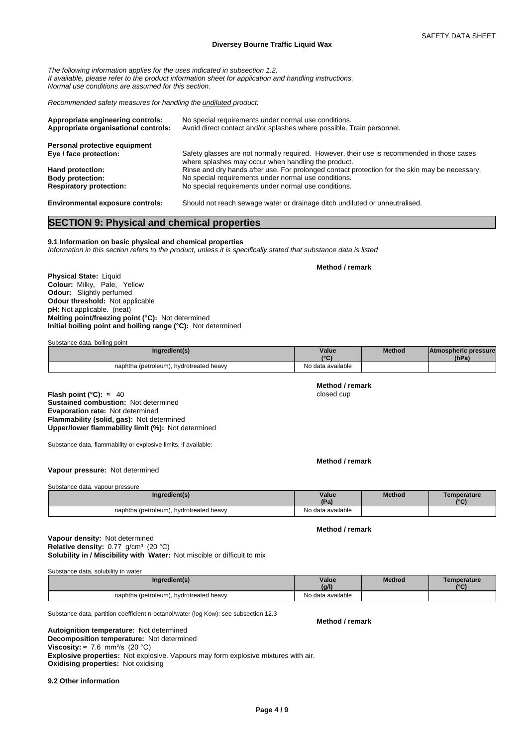*The following information applies for the uses indicated in subsection 1.2.*
*If available, please refer to the product information sheet for application and handling instructions.*
*Normal use conditions are assumed for this section.*

*Recommended safety measures for handling the undiluted product:*

**Appropriate engineering controls:** No special requirements under normal use conditions.
**Appropriate organisational controls:** Avoid direct contact and/or splashes where possible. Train personnel.

**Personal protective equipment**
**Eye / face protection:** Safety glasses are not normally required. However, their use is recommended in those cases where splashes may occur when handling the product.
**Hand protection:** Rinse and dry hands after use. For prolonged contact protection for the skin may be necessary.
**Body protection:** No special requirements under normal use conditions.
**Respiratory protection:** No special requirements under normal use conditions.

**Environmental exposure controls:** Should not reach sewage water or drainage ditch undiluted or unneutralised.

## SECTION 9: Physical and chemical properties

**9.1 Information on basic physical and chemical properties**
*Information in this section refers to the product, unless it is specifically stated that substance data is listed*

**Method / remark**

**Physical State:** Liquid
**Colour:** Milky, Pale, Yellow
**Odour:** Slightly perfumed
**Odour threshold:** Not applicable
**pH:** Not applicable. (neat)
**Melting point/freezing point (°C):** Not determined
**Initial boiling point and boiling range (°C):** Not determined

Substance data, boiling point

| Ingredient(s) | Value (°C) | Method | Atmospheric pressure (hPa) |
|---|---|---|---|
| naphtha (petroleum), hydrotreated heavy | No data available | | |

**Method / remark**

**Flash point (°C):** ≈ 40 closed cup
**Sustained combustion:** Not determined
**Evaporation rate:** Not determined
**Flammability (solid, gas):** Not determined
**Upper/lower flammability limit (%):** Not determined

Substance data, flammability or explosive limits, if available:

**Method / remark**

**Vapour pressure:** Not determined

Substance data, vapour pressure

| Ingredient(s) | Value (Pa) | Method | Temperature (°C) |
|---|---|---|---|
| naphtha (petroleum), hydrotreated heavy | No data available | | |

**Method / remark**

**Vapour density:** Not determined
**Relative density:** 0.77 g/cm³ (20 °C)
**Solubility in / Miscibility with Water:** Not miscible or difficult to mix

Substance data, solubility in water

| Ingredient(s) | Value (g/l) | Method | Temperature (°C) |
|---|---|---|---|
| naphtha (petroleum), hydrotreated heavy | No data available | | |

Substance data, partition coefficient n-octanol/water (log Kow): see subsection 12.3

**Method / remark**

**Autoignition temperature:** Not determined
**Decomposition temperature:** Not determined
**Viscosity:** ≈ 7.6 mm²/s (20 °C)
**Explosive properties:** Not explosive. Vapours may form explosive mixtures with air.
**Oxidising properties:** Not oxidising

**9.2 Other information**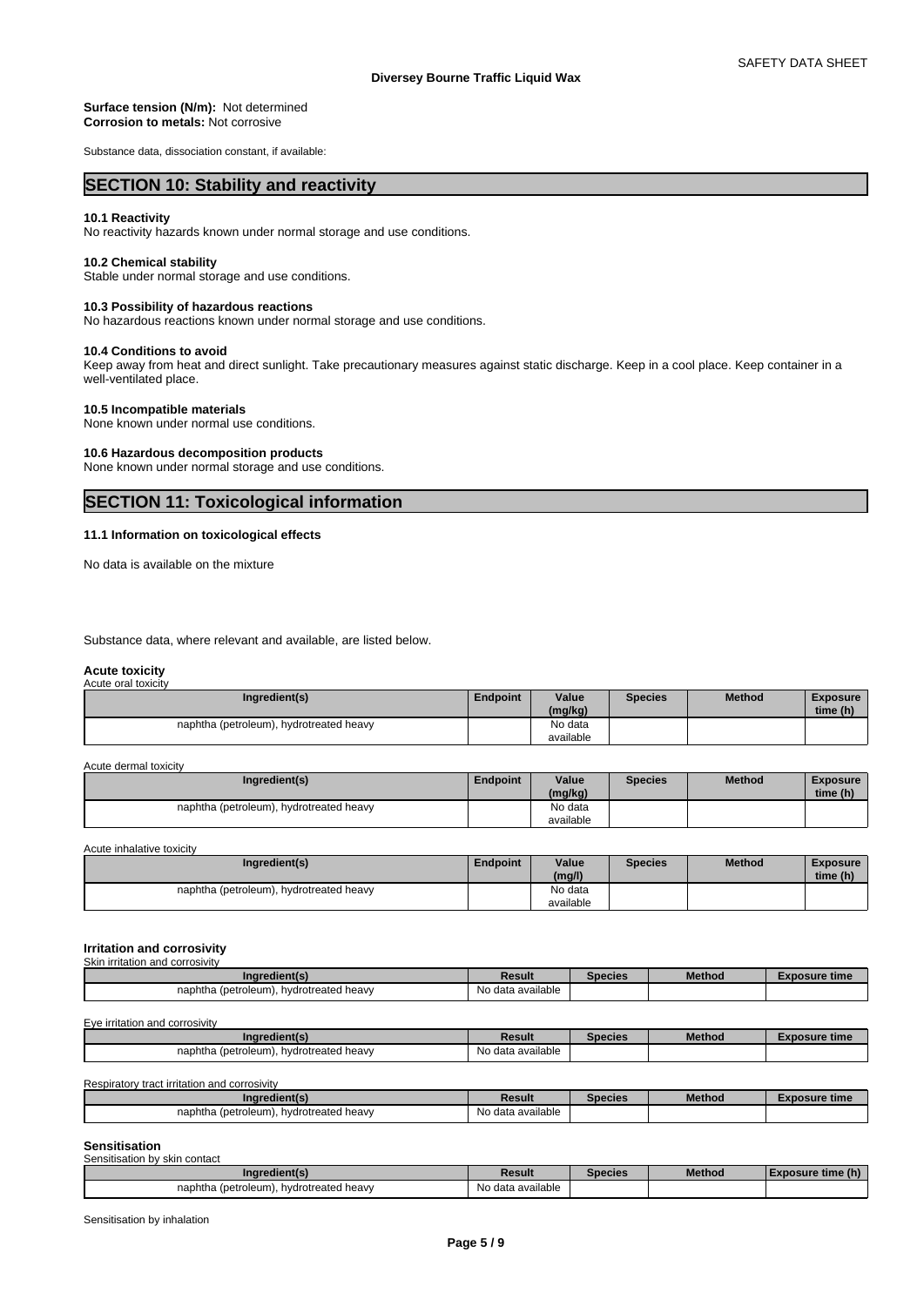**Surface tension (N/m):** Not determined
**Corrosion to metals:** Not corrosive

Substance data, dissociation constant, if available:

## SECTION 10: Stability and reactivity

### 10.1 Reactivity

No reactivity hazards known under normal storage and use conditions.

### 10.2 Chemical stability

Stable under normal storage and use conditions.

### 10.3 Possibility of hazardous reactions

No hazardous reactions known under normal storage and use conditions.

### 10.4 Conditions to avoid

Keep away from heat and direct sunlight. Take precautionary measures against static discharge. Keep in a cool place. Keep container in a well-ventilated place.

### 10.5 Incompatible materials

None known under normal use conditions.

### 10.6 Hazardous decomposition products

None known under normal storage and use conditions.

## SECTION 11: Toxicological information

### 11.1 Information on toxicological effects

No data is available on the mixture

Substance data, where relevant and available, are listed below.

**Acute toxicity**

Acute oral toxicity

| Ingredient(s) | Endpoint | Value (mg/kg) | Species | Method | Exposure time (h) |
|---|---|---|---|---|---|
| naphtha (petroleum), hydrotreated heavy | | No data available | | | |

Acute dermal toxicity

| Ingredient(s) | Endpoint | Value (mg/kg) | Species | Method | Exposure time (h) |
|---|---|---|---|---|---|
| naphtha (petroleum), hydrotreated heavy | | No data available | | | |

Acute inhalative toxicity

| Ingredient(s) | Endpoint | Value (mg/l) | Species | Method | Exposure time (h) |
|---|---|---|---|---|---|
| naphtha (petroleum), hydrotreated heavy | | No data available | | | |

**Irritation and corrosivity**

Skin irritation and corrosivity

| Ingredient(s) | Result | Species | Method | Exposure time |
|---|---|---|---|---|
| naphtha (petroleum), hydrotreated heavy | No data available | | | |

Eye irritation and corrosivity

| Ingredient(s) | Result | Species | Method | Exposure time |
|---|---|---|---|---|
| naphtha (petroleum), hydrotreated heavy | No data available | | | |

Respiratory tract irritation and corrosivity

| Ingredient(s) | Result | Species | Method | Exposure time |
|---|---|---|---|---|
| naphtha (petroleum), hydrotreated heavy | No data available | | | |

**Sensitisation**

Sensitisation by skin contact

| Ingredient(s) | Result | Species | Method | Exposure time (h) |
|---|---|---|---|---|
| naphtha (petroleum), hydrotreated heavy | No data available | | | |

Sensitisation by inhalation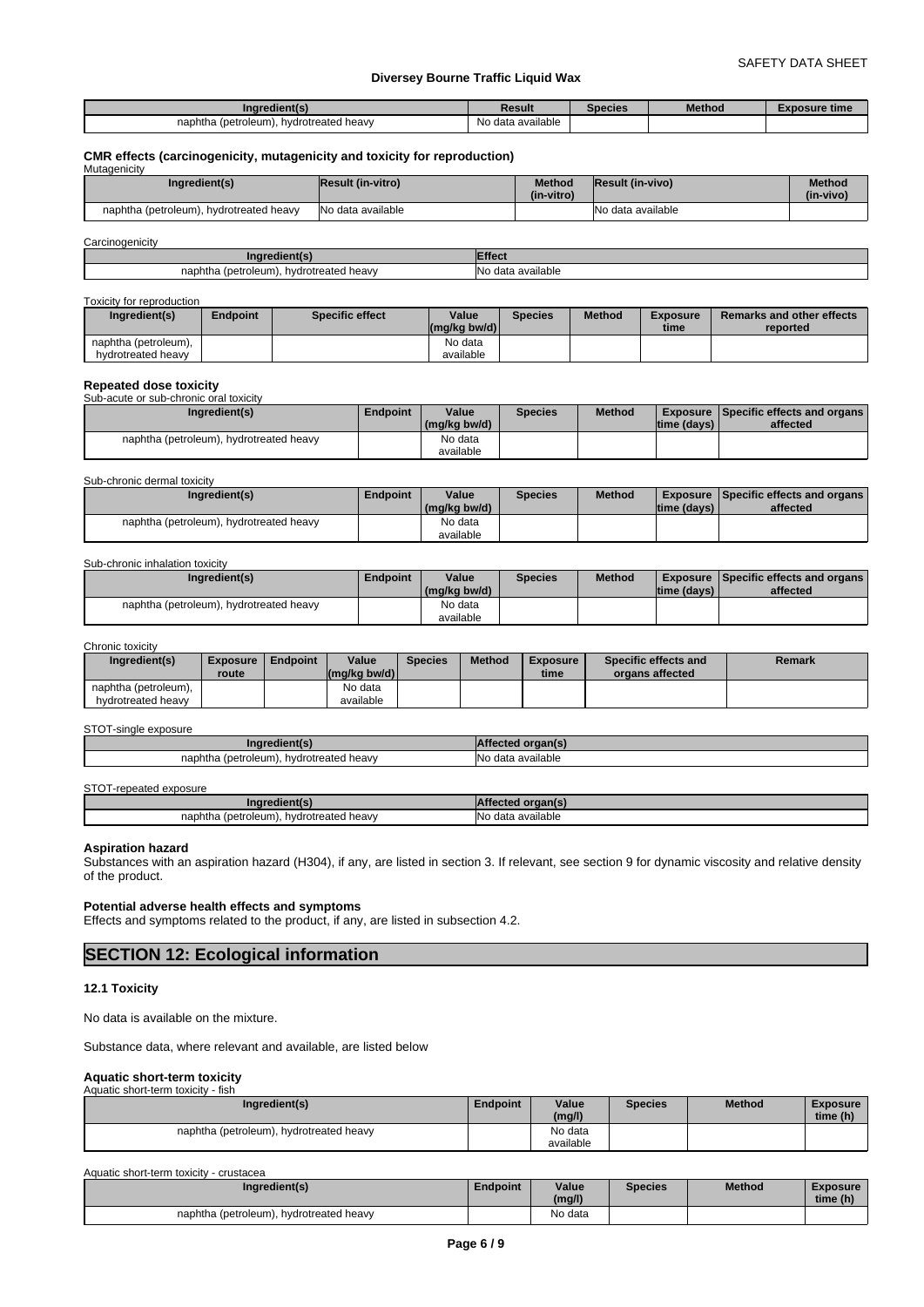| Ingredient(s) | Result | Species | Method | Exposure time |
| --- | --- | --- | --- | --- |
| naphtha (petroleum), hydrotreated heavy | No data available | | | |

### CMR effects (carcinogenicity, mutagenicity and toxicity for reproduction)

Mutagenicity

| Ingredient(s) | Result (in-vitro) | Method (in-vitro) | Result (in-vivo) | Method (in-vivo) |
| --- | --- | --- | --- | --- |
| naphtha (petroleum), hydrotreated heavy | No data available | | No data available | |

Carcinogenicity

| Ingredient(s) | Effect |
| --- | --- |
| naphtha (petroleum), hydrotreated heavy | No data available |

Toxicity for reproduction

| Ingredient(s) | Endpoint | Specific effect | Value (mg/kg bw/d) | Species | Method | Exposure time | Remarks and other effects reported |
| --- | --- | --- | --- | --- | --- | --- | --- |
| naphtha (petroleum), hydrotreated heavy | | | No data available | | | | |

### Repeated dose toxicity

Sub-acute or sub-chronic oral toxicity

| Ingredient(s) | Endpoint | Value (mg/kg bw/d) | Species | Method | Exposure time (days) | Specific effects and organs affected |
| --- | --- | --- | --- | --- | --- | --- |
| naphtha (petroleum), hydrotreated heavy | | No data available | | | | |

Sub-chronic dermal toxicity

| Ingredient(s) | Endpoint | Value (mg/kg bw/d) | Species | Method | Exposure time (days) | Specific effects and organs affected |
| --- | --- | --- | --- | --- | --- | --- |
| naphtha (petroleum), hydrotreated heavy | | No data available | | | | |

Sub-chronic inhalation toxicity

| Ingredient(s) | Endpoint | Value (mg/kg bw/d) | Species | Method | Exposure time (days) | Specific effects and organs affected |
| --- | --- | --- | --- | --- | --- | --- |
| naphtha (petroleum), hydrotreated heavy | | No data available | | | | |

Chronic toxicity

| Ingredient(s) | Exposure route | Endpoint | Value (mg/kg bw/d) | Species | Method | Exposure time | Specific effects and organs affected | Remark |
| --- | --- | --- | --- | --- | --- | --- | --- | --- |
| naphtha (petroleum), hydrotreated heavy | | | No data available | | | | | |

STOT-single exposure

| Ingredient(s) | Affected organ(s) |
| --- | --- |
| naphtha (petroleum), hydrotreated heavy | No data available |

STOT-repeated exposure

| Ingredient(s) | Affected organ(s) |
| --- | --- |
| naphtha (petroleum), hydrotreated heavy | No data available |

### Aspiration hazard

Substances with an aspiration hazard (H304), if any, are listed in section 3. If relevant, see section 9 for dynamic viscosity and relative density of the product.

### Potential adverse health effects and symptoms

Effects and symptoms related to the product, if any, are listed in subsection 4.2.

## SECTION 12: Ecological information

### 12.1 Toxicity

No data is available on the mixture.

Substance data, where relevant and available, are listed below

### Aquatic short-term toxicity

Aquatic short-term toxicity - fish

| Ingredient(s) | Endpoint | Value (mg/l) | Species | Method | Exposure time (h) |
| --- | --- | --- | --- | --- | --- |
| naphtha (petroleum), hydrotreated heavy | | No data available | | | |

Aquatic short-term toxicity - crustacea

| Ingredient(s) | Endpoint | Value (mg/l) | Species | Method | Exposure time (h) |
| --- | --- | --- | --- | --- | --- |
| naphtha (petroleum), hydrotreated heavy | | No data | | | |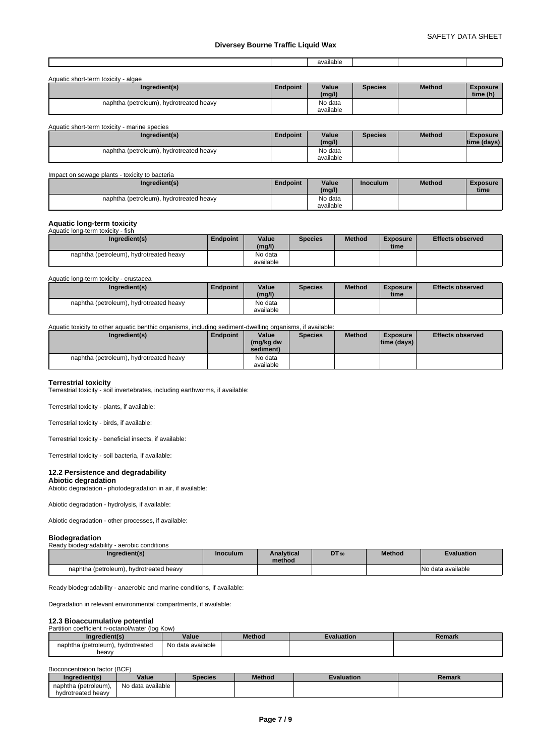| | | available | | | |
|---|---|---|---|---|---|

Aquatic short-term toxicity - algae

| Ingredient(s) | Endpoint | Value (mg/l) | Species | Method | Exposure time (h) |
|---|---|---|---|---|---|
| naphtha (petroleum), hydrotreated heavy | | No data available | | | |

Aquatic short-term toxicity - marine species

| Ingredient(s) | Endpoint | Value (mg/l) | Species | Method | Exposure time (days) |
|---|---|---|---|---|---|
| naphtha (petroleum), hydrotreated heavy | | No data available | | | |

Impact on sewage plants - toxicity to bacteria

| Ingredient(s) | Endpoint | Value (mg/l) | Inoculum | Method | Exposure time |
|---|---|---|---|---|---|
| naphtha (petroleum), hydrotreated heavy | | No data available | | | |

**Aquatic long-term toxicity**

Aquatic long-term toxicity - fish

| Ingredient(s) | Endpoint | Value (mg/l) | Species | Method | Exposure time | Effects observed |
|---|---|---|---|---|---|---|
| naphtha (petroleum), hydrotreated heavy | | No data available | | | | |

Aquatic long-term toxicity - crustacea

| Ingredient(s) | Endpoint | Value (mg/l) | Species | Method | Exposure time | Effects observed |
|---|---|---|---|---|---|---|
| naphtha (petroleum), hydrotreated heavy | | No data available | | | | |

Aquatic toxicity to other aquatic benthic organisms, including sediment-dwelling organisms, if available:

| Ingredient(s) | Endpoint | Value (mg/kg dw sediment) | Species | Method | Exposure time (days) | Effects observed |
|---|---|---|---|---|---|---|
| naphtha (petroleum), hydrotreated heavy | | No data available | | | | |

**Terrestrial toxicity**

Terrestrial toxicity - soil invertebrates, including earthworms, if available:

Terrestrial toxicity - plants, if available:

Terrestrial toxicity - birds, if available:

Terrestrial toxicity - beneficial insects, if available:

Terrestrial toxicity - soil bacteria, if available:

### 12.2 Persistence and degradability

**Abiotic degradation**

Abiotic degradation - photodegradation in air, if available:

Abiotic degradation - hydrolysis, if available:

Abiotic degradation - other processes, if available:

**Biodegradation**

Ready biodegradability - aerobic conditions

| Ingredient(s) | Inoculum | Analytical method | $DT_{50}$ | Method | Evaluation |
|---|---|---|---|---|---|
| naphtha (petroleum), hydrotreated heavy | | | | | No data available |

Ready biodegradability - anaerobic and marine conditions, if available:

Degradation in relevant environmental compartments, if available:

### 12.3 Bioaccumulative potential

Partition coefficient n-octanol/water (log Kow)

| Ingredient(s) | Value | Method | Evaluation | Remark |
|---|---|---|---|---|
| naphtha (petroleum), hydrotreated heavy | No data available | | | |

Bioconcentration factor (BCF)

| Ingredient(s) | Value | Species | Method | Evaluation | Remark |
|---|---|---|---|---|---|
| naphtha (petroleum), hydrotreated heavy | No data available | | | | |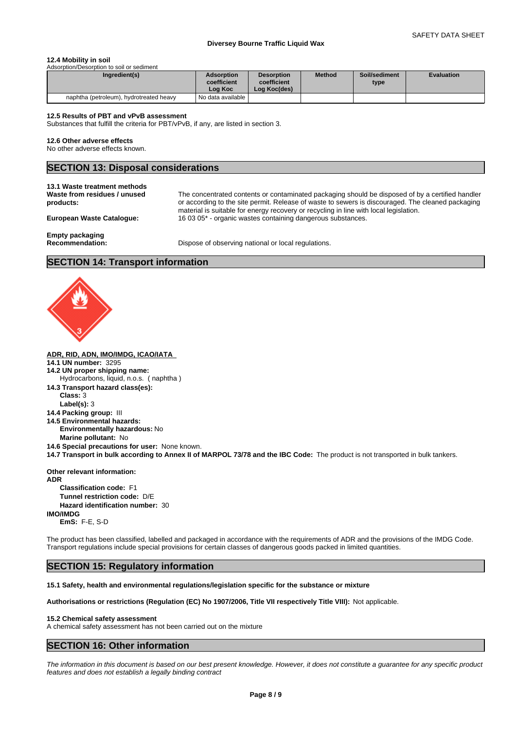### 12.4 Mobility in soil

Adsorption/Desorption to soil or sediment

| Ingredient(s) | Adsorption coefficient Log Koc | Desorption coefficient Log Koc(des) | Method | Soil/sediment type | Evaluation |
|---|---|---|---|---|---|
| naphtha (petroleum), hydrotreated heavy | No data available | | | | |

### 12.5 Results of PBT and vPvB assessment

Substances that fulfill the criteria for PBT/vPvB, if any, are listed in section 3.

### 12.6 Other adverse effects

No other adverse effects known.

## SECTION 13: Disposal considerations

### 13.1 Waste treatment methods

**Waste from residues / unused products:** The concentrated contents or contaminated packaging should be disposed of by a certified handler or according to the site permit. Release of waste to sewers is discouraged. The cleaned packaging material is suitable for energy recovery or recycling in line with local legislation.

**European Waste Catalogue:** 16 03 05* - organic wastes containing dangerous substances.

**Empty packaging**

**Recommendation:** Dispose of observing national or local regulations.

## SECTION 14: Transport information

**ADR, RID, ADN, IMO/IMDG, ICAO/IATA**

**14.1 UN number:** 3295

**14.2 UN proper shipping name:**
Hydrocarbons, liquid, n.o.s. ( naphtha )

**14.3 Transport hazard class(es):**
**Class:** 3
**Label(s):** 3

**14.4 Packing group:** III

**14.5 Environmental hazards:**
**Environmentally hazardous:** No
**Marine pollutant:** No

**14.6 Special precautions for user:** None known.

**14.7 Transport in bulk according to Annex II of MARPOL 73/78 and the IBC Code:** The product is not transported in bulk tankers.

**Other relevant information:**

**ADR**
**Classification code:** F1
**Tunnel restriction code:** D/E
**Hazard identification number:** 30

**IMO/IMDG**
**EmS:** F-E, S-D

The product has been classified, labelled and packaged in accordance with the requirements of ADR and the provisions of the IMDG Code. Transport regulations include special provisions for certain classes of dangerous goods packed in limited quantities.

## SECTION 15: Regulatory information

**15.1 Safety, health and environmental regulations/legislation specific for the substance or mixture**

**Authorisations or restrictions (Regulation (EC) No 1907/2006, Title VII respectively Title VIII):** Not applicable.

### 15.2 Chemical safety assessment

A chemical safety assessment has not been carried out on the mixture

## SECTION 16: Other information

*The information in this document is based on our best present knowledge. However, it does not constitute a guarantee for any specific product features and does not establish a legally binding contract*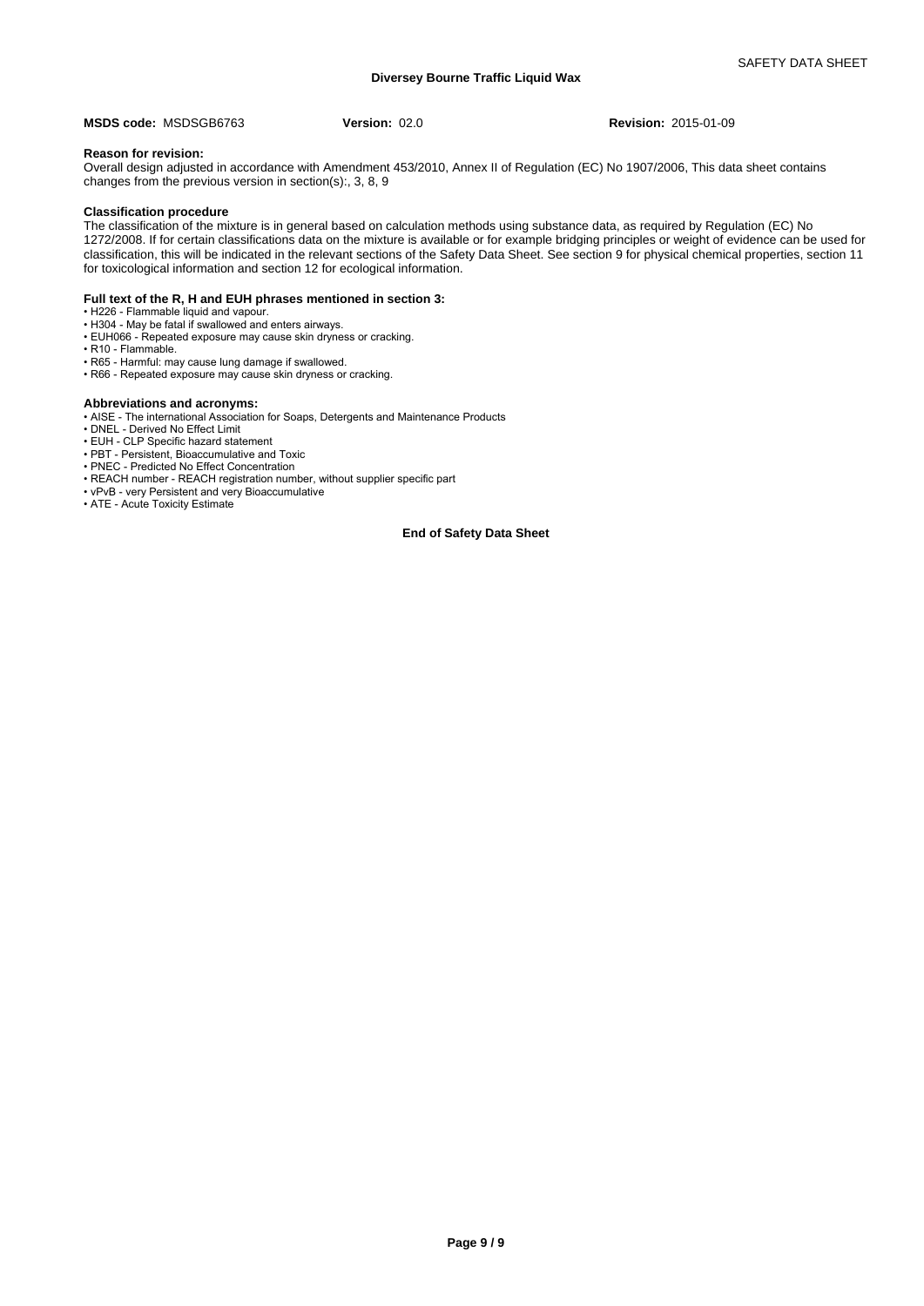**MSDS code:** MSDSGB6763 **Version:** 02.0 **Revision:** 2015-01-09

**Reason for revision:**

Overall design adjusted in accordance with Amendment 453/2010, Annex II of Regulation (EC) No 1907/2006, This data sheet contains changes from the previous version in section(s):, 3, 8, 9

**Classification procedure**

The classification of the mixture is in general based on calculation methods using substance data, as required by Regulation (EC) No 1272/2008. If for certain classifications data on the mixture is available or for example bridging principles or weight of evidence can be used for classification, this will be indicated in the relevant sections of the Safety Data Sheet. See section 9 for physical chemical properties, section 11 for toxicological information and section 12 for ecological information.

**Full text of the R, H and EUH phrases mentioned in section 3:**

- H226 - Flammable liquid and vapour.
- H304 - May be fatal if swallowed and enters airways.
- EUH066 - Repeated exposure may cause skin dryness or cracking.
- R10 - Flammable.
- R65 - Harmful: may cause lung damage if swallowed.
- R66 - Repeated exposure may cause skin dryness or cracking.

**Abbreviations and acronyms:**

- AISE - The international Association for Soaps, Detergents and Maintenance Products
- DNEL - Derived No Effect Limit
- EUH - CLP Specific hazard statement
- PBT - Persistent, Bioaccumulative and Toxic
- PNEC - Predicted No Effect Concentration
- REACH number - REACH registration number, without supplier specific part
- vPvB - very Persistent and very Bioaccumulative
- ATE - Acute Toxicity Estimate

**End of Safety Data Sheet**